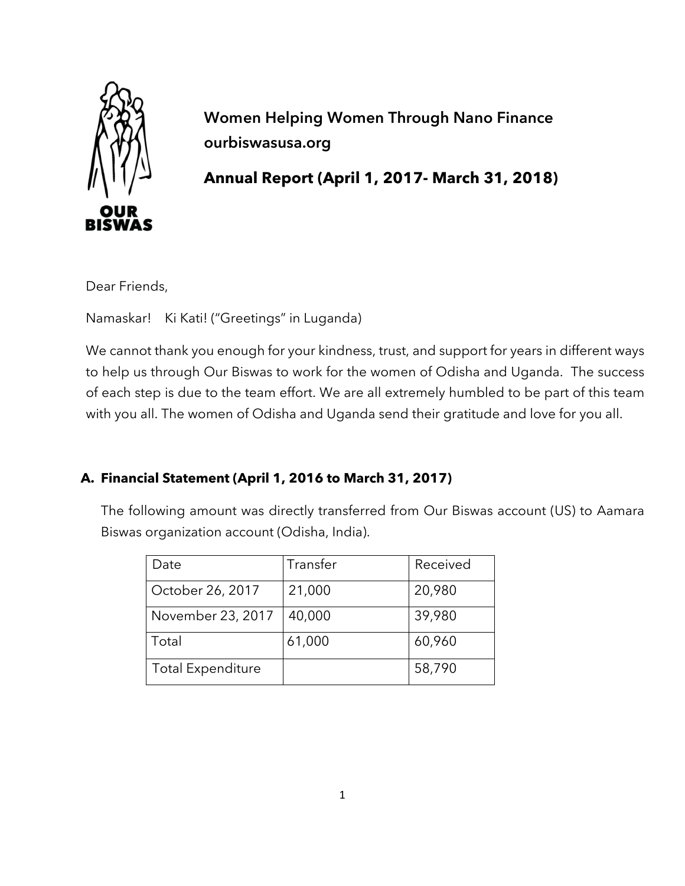# Women Helping Women Through Nano Finance
**ourbiswasusa.org**

## Annual Report (April 1, 2017- March 31, 2018)

OUR BISWAS

Dear Friends,

Namaskar!    Ki Kati! ("Greetings" in Luganda)

We cannot thank you enough for your kindness, trust, and support for years in different ways to help us through Our Biswas to work for the women of Odisha and Uganda. The success of each step is due to the team effort. We are all extremely humbled to be part of this team with you all. The women of Odisha and Uganda send their gratitude and love for you all.

## A. Financial Statement (April 1, 2016 to March 31, 2017)

The following amount was directly transferred from Our Biswas account (US) to Aamara Biswas organization account (Odisha, India).

| Date | Transfer | Received |
| --- | --- | --- |
| October 26, 2017 | 21,000 | 20,980 |
| November 23, 2017 | 40,000 | 39,980 |
| Total | 61,000 | 60,960 |
| Total Expenditure | | 58,790 |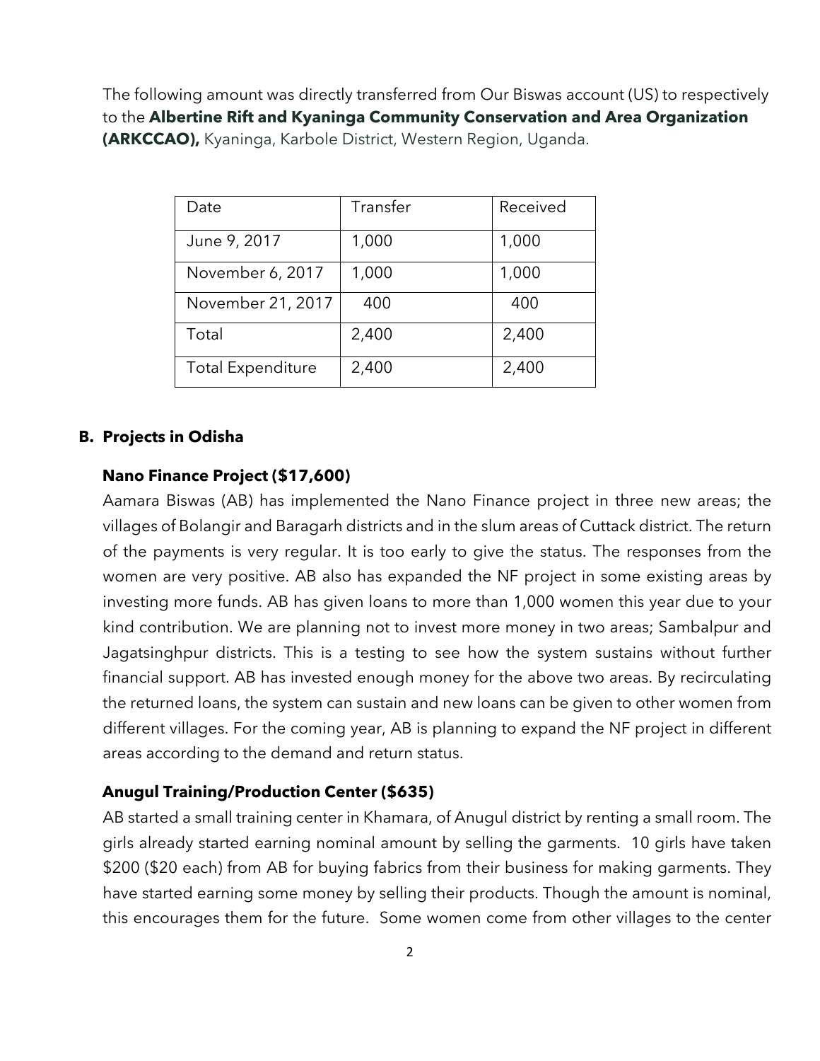The following amount was directly transferred from Our Biswas account (US) to respectively to the **Albertine Rift and Kyaninga Community Conservation and Area Organization (ARKCCAO),** Kyaninga, Karbole District, Western Region, Uganda.

| Date | Transfer | Received |
|---|---|---|
| June 9, 2017 | 1,000 | 1,000 |
| November 6, 2017 | 1,000 | 1,000 |
| November 21, 2017 | 400 | 400 |
| Total | 2,400 | 2,400 |
| Total Expenditure | 2,400 | 2,400 |

## B. Projects in Odisha

### Nano Finance Project ($17,600)

Aamara Biswas (AB) has implemented the Nano Finance project in three new areas; the villages of Bolangir and Baragarh districts and in the slum areas of Cuttack district. The return of the payments is very regular. It is too early to give the status. The responses from the women are very positive. AB also has expanded the NF project in some existing areas by investing more funds. AB has given loans to more than 1,000 women this year due to your kind contribution. We are planning not to invest more money in two areas; Sambalpur and Jagatsinghpur districts. This is a testing to see how the system sustains without further financial support. AB has invested enough money for the above two areas. By recirculating the returned loans, the system can sustain and new loans can be given to other women from different villages. For the coming year, AB is planning to expand the NF project in different areas according to the demand and return status.

### Anugul Training/Production Center ($635)

AB started a small training center in Khamara, of Anugul district by renting a small room. The girls already started earning nominal amount by selling the garments. 10 girls have taken $200 ($20 each) from AB for buying fabrics from their business for making garments. They have started earning some money by selling their products. Though the amount is nominal, this encourages them for the future. Some women come from other villages to the center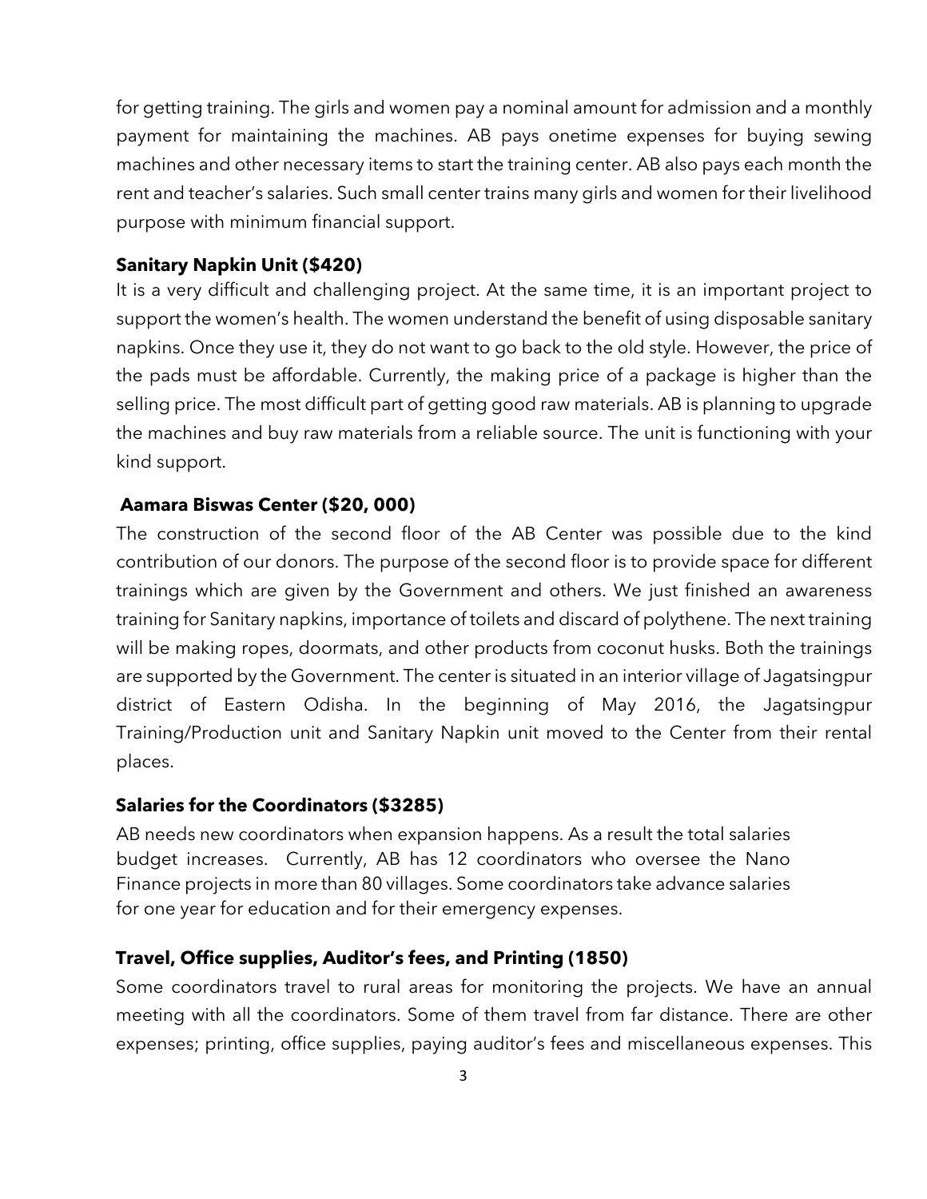for getting training. The girls and women pay a nominal amount for admission and a monthly payment for maintaining the machines. AB pays onetime expenses for buying sewing machines and other necessary items to start the training center. AB also pays each month the rent and teacher's salaries. Such small center trains many girls and women for their livelihood purpose with minimum financial support.

**Sanitary Napkin Unit ($420)**

It is a very difficult and challenging project. At the same time, it is an important project to support the women's health. The women understand the benefit of using disposable sanitary napkins. Once they use it, they do not want to go back to the old style. However, the price of the pads must be affordable. Currently, the making price of a package is higher than the selling price. The most difficult part of getting good raw materials. AB is planning to upgrade the machines and buy raw materials from a reliable source. The unit is functioning with your kind support.

**Aamara Biswas Center ($20, 000)**

The construction of the second floor of the AB Center was possible due to the kind contribution of our donors. The purpose of the second floor is to provide space for different trainings which are given by the Government and others. We just finished an awareness training for Sanitary napkins, importance of toilets and discard of polythene. The next training will be making ropes, doormats, and other products from coconut husks. Both the trainings are supported by the Government. The center is situated in an interior village of Jagatsingpur district of Eastern Odisha. In the beginning of May 2016, the Jagatsingpur Training/Production unit and Sanitary Napkin unit moved to the Center from their rental places.

**Salaries for the Coordinators ($3285)**

AB needs new coordinators when expansion happens. As a result the total salaries budget increases. Currently, AB has 12 coordinators who oversee the Nano Finance projects in more than 80 villages. Some coordinators take advance salaries for one year for education and for their emergency expenses.

**Travel, Office supplies, Auditor's fees, and Printing (1850)**

Some coordinators travel to rural areas for monitoring the projects. We have an annual meeting with all the coordinators. Some of them travel from far distance. There are other expenses; printing, office supplies, paying auditor's fees and miscellaneous expenses. This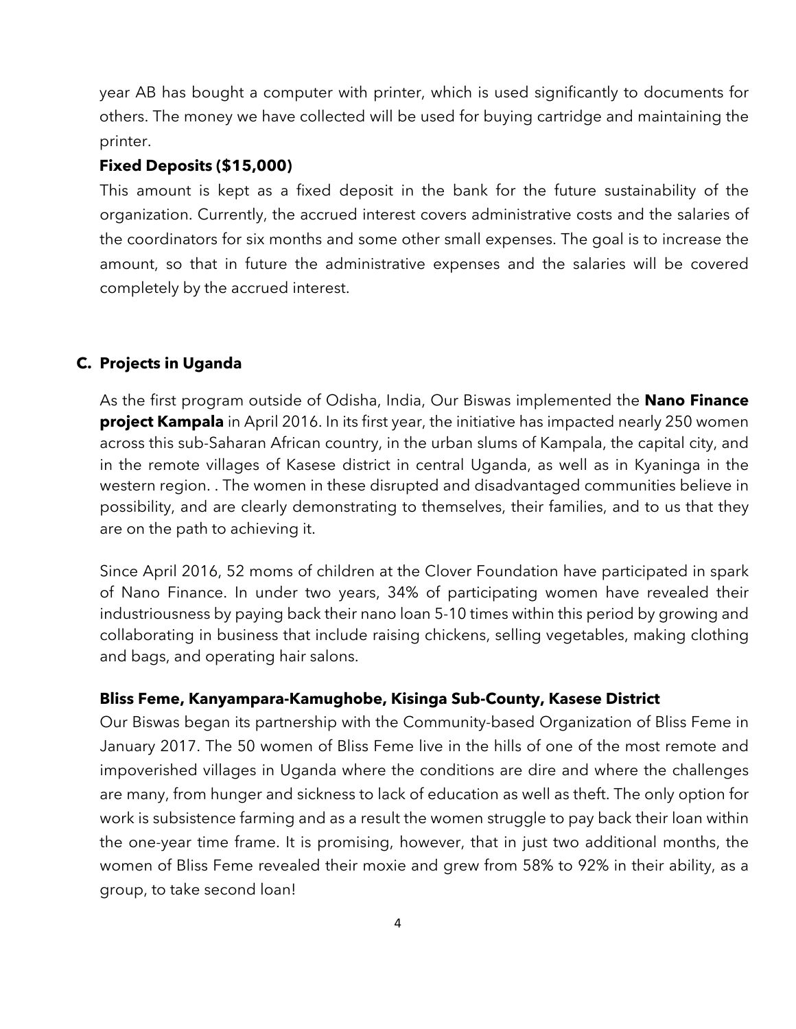year AB has bought a computer with printer, which is used significantly to documents for others. The money we have collected will be used for buying cartridge and maintaining the printer.

**Fixed Deposits ($15,000)**

This amount is kept as a fixed deposit in the bank for the future sustainability of the organization. Currently, the accrued interest covers administrative costs and the salaries of the coordinators for six months and some other small expenses. The goal is to increase the amount, so that in future the administrative expenses and the salaries will be covered completely by the accrued interest.

## C. Projects in Uganda

As the first program outside of Odisha, India, Our Biswas implemented the **Nano Finance project Kampala** in April 2016. In its first year, the initiative has impacted nearly 250 women across this sub-Saharan African country, in the urban slums of Kampala, the capital city, and in the remote villages of Kasese district in central Uganda, as well as in Kyaninga in the western region. . The women in these disrupted and disadvantaged communities believe in possibility, and are clearly demonstrating to themselves, their families, and to us that they are on the path to achieving it.

Since April 2016, 52 moms of children at the Clover Foundation have participated in spark of Nano Finance. In under two years, 34% of participating women have revealed their industriousness by paying back their nano loan 5-10 times within this period by growing and collaborating in business that include raising chickens, selling vegetables, making clothing and bags, and operating hair salons.

**Bliss Feme, Kanyampara-Kamughobe, Kisinga Sub-County, Kasese District**

Our Biswas began its partnership with the Community-based Organization of Bliss Feme in January 2017. The 50 women of Bliss Feme live in the hills of one of the most remote and impoverished villages in Uganda where the conditions are dire and where the challenges are many, from hunger and sickness to lack of education as well as theft. The only option for work is subsistence farming and as a result the women struggle to pay back their loan within the one-year time frame. It is promising, however, that in just two additional months, the women of Bliss Feme revealed their moxie and grew from 58% to 92% in their ability, as a group, to take second loan!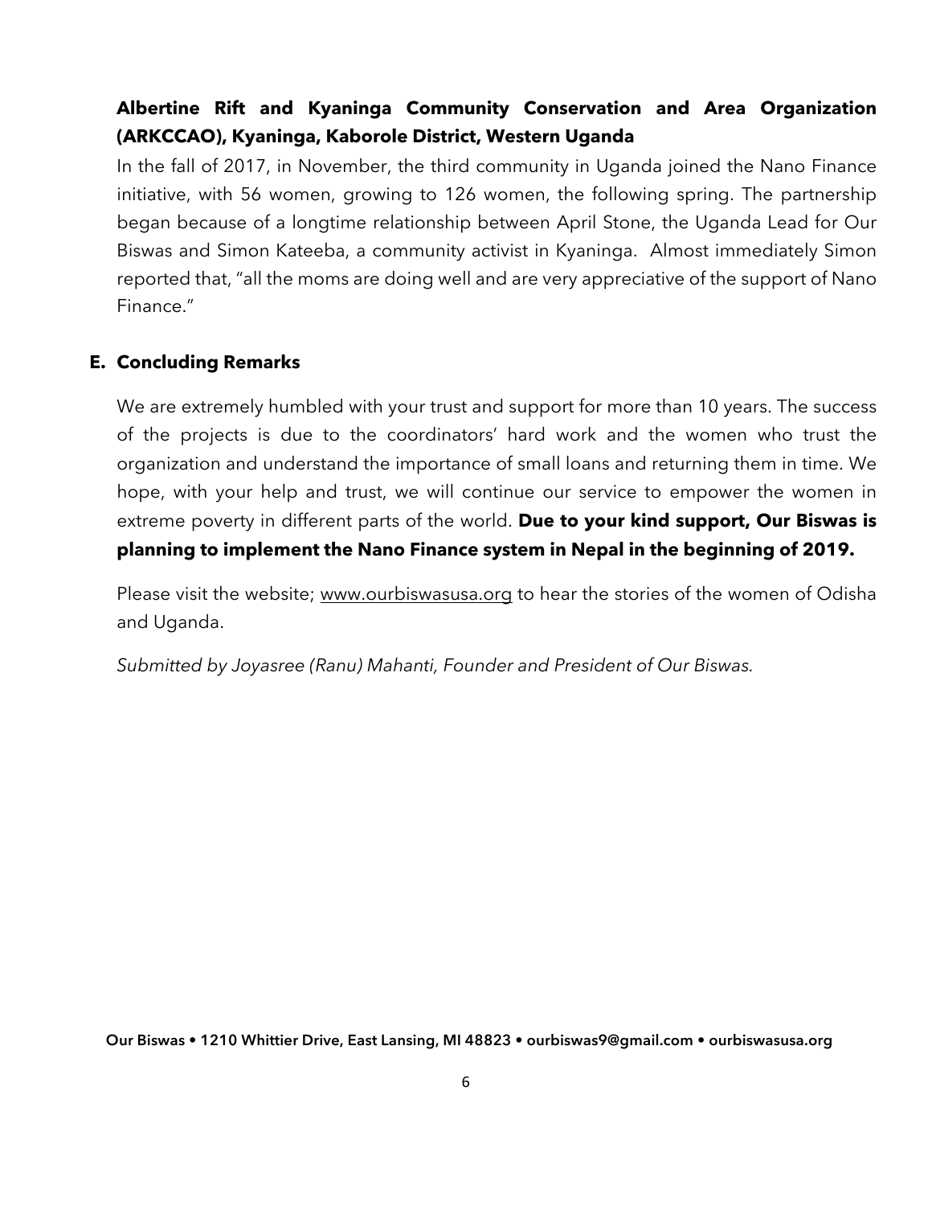**Albertine Rift and Kyaninga Community Conservation and Area Organization (ARKCCAO), Kyaninga, Kaborole District, Western Uganda**

In the fall of 2017, in November, the third community in Uganda joined the Nano Finance initiative, with 56 women, growing to 126 women, the following spring. The partnership began because of a longtime relationship between April Stone, the Uganda Lead for Our Biswas and Simon Kateeba, a community activist in Kyaninga. Almost immediately Simon reported that, "all the moms are doing well and are very appreciative of the support of Nano Finance."

## E. Concluding Remarks

We are extremely humbled with your trust and support for more than 10 years. The success of the projects is due to the coordinators' hard work and the women who trust the organization and understand the importance of small loans and returning them in time. We hope, with your help and trust, we will continue our service to empower the women in extreme poverty in different parts of the world. **Due to your kind support, Our Biswas is planning to implement the Nano Finance system in Nepal in the beginning of 2019.**

Please visit the website; www.ourbiswasusa.org to hear the stories of the women of Odisha and Uganda.

*Submitted by Joyasree (Ranu) Mahanti, Founder and President of Our Biswas.*

**Our Biswas • 1210 Whittier Drive, East Lansing, MI 48823 • ourbiswas9@gmail.com • ourbiswasusa.org**